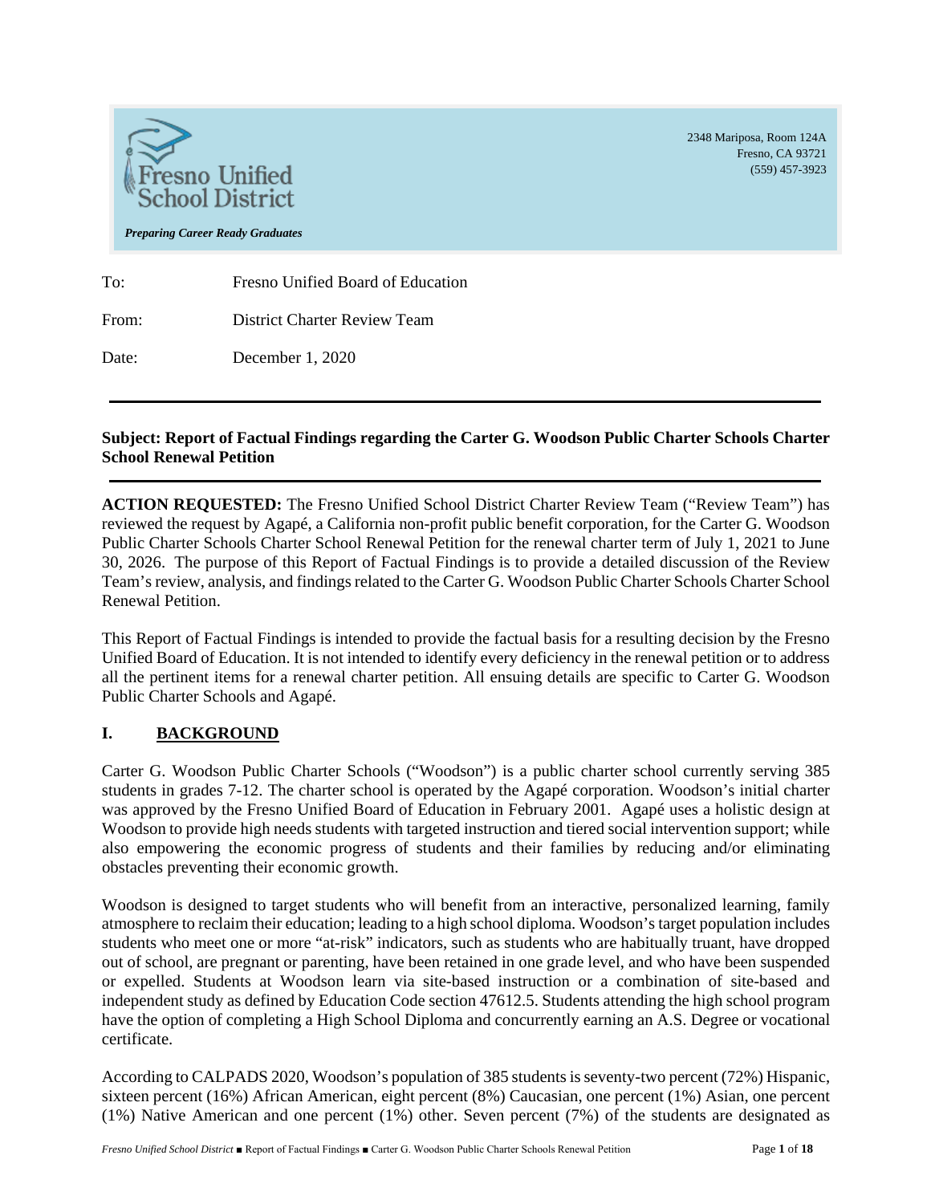Fresno Unified School District

*Preparing Career Ready Graduates*

2348 Mariposa, Room 124A
Fresno, CA 93721
(559) 457-3923

To: Fresno Unified Board of Education

From: District Charter Review Team

Date: December 1, 2020

---

**Subject: Report of Factual Findings regarding the Carter G. Woodson Public Charter Schools Charter School Renewal Petition**

---

**ACTION REQUESTED:** The Fresno Unified School District Charter Review Team ("Review Team") has reviewed the request by Agapé, a California non-profit public benefit corporation, for the Carter G. Woodson Public Charter Schools Charter School Renewal Petition for the renewal charter term of July 1, 2021 to June 30, 2026. The purpose of this Report of Factual Findings is to provide a detailed discussion of the Review Team's review, analysis, and findings related to the Carter G. Woodson Public Charter Schools Charter School Renewal Petition.

This Report of Factual Findings is intended to provide the factual basis for a resulting decision by the Fresno Unified Board of Education. It is not intended to identify every deficiency in the renewal petition or to address all the pertinent items for a renewal charter petition. All ensuing details are specific to Carter G. Woodson Public Charter Schools and Agapé.

## I. BACKGROUND

Carter G. Woodson Public Charter Schools ("Woodson") is a public charter school currently serving 385 students in grades 7-12. The charter school is operated by the Agapé corporation. Woodson's initial charter was approved by the Fresno Unified Board of Education in February 2001. Agapé uses a holistic design at Woodson to provide high needs students with targeted instruction and tiered social intervention support; while also empowering the economic progress of students and their families by reducing and/or eliminating obstacles preventing their economic growth.

Woodson is designed to target students who will benefit from an interactive, personalized learning, family atmosphere to reclaim their education; leading to a high school diploma. Woodson's target population includes students who meet one or more "at-risk" indicators, such as students who are habitually truant, have dropped out of school, are pregnant or parenting, have been retained in one grade level, and who have been suspended or expelled. Students at Woodson learn via site-based instruction or a combination of site-based and independent study as defined by Education Code section 47612.5. Students attending the high school program have the option of completing a High School Diploma and concurrently earning an A.S. Degree or vocational certificate.

According to CALPADS 2020, Woodson's population of 385 students is seventy-two percent (72%) Hispanic, sixteen percent (16%) African American, eight percent (8%) Caucasian, one percent (1%) Asian, one percent (1%) Native American and one percent (1%) other. Seven percent (7%) of the students are designated as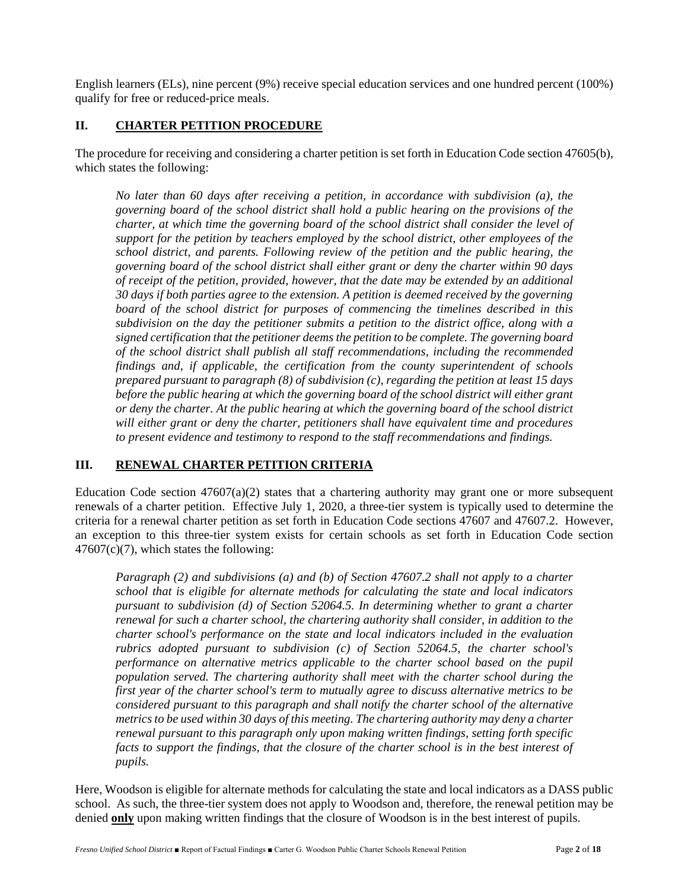English learners (ELs), nine percent (9%) receive special education services and one hundred percent (100%) qualify for free or reduced-price meals.

## II. CHARTER PETITION PROCEDURE

The procedure for receiving and considering a charter petition is set forth in Education Code section 47605(b), which states the following:

> *No later than 60 days after receiving a petition, in accordance with subdivision (a), the governing board of the school district shall hold a public hearing on the provisions of the charter, at which time the governing board of the school district shall consider the level of support for the petition by teachers employed by the school district, other employees of the school district, and parents. Following review of the petition and the public hearing, the governing board of the school district shall either grant or deny the charter within 90 days of receipt of the petition, provided, however, that the date may be extended by an additional 30 days if both parties agree to the extension. A petition is deemed received by the governing board of the school district for purposes of commencing the timelines described in this subdivision on the day the petitioner submits a petition to the district office, along with a signed certification that the petitioner deems the petition to be complete. The governing board of the school district shall publish all staff recommendations, including the recommended findings and, if applicable, the certification from the county superintendent of schools prepared pursuant to paragraph (8) of subdivision (c), regarding the petition at least 15 days before the public hearing at which the governing board of the school district will either grant or deny the charter. At the public hearing at which the governing board of the school district will either grant or deny the charter, petitioners shall have equivalent time and procedures to present evidence and testimony to respond to the staff recommendations and findings.*

## III. RENEWAL CHARTER PETITION CRITERIA

Education Code section 47607(a)(2) states that a chartering authority may grant one or more subsequent renewals of a charter petition. Effective July 1, 2020, a three-tier system is typically used to determine the criteria for a renewal charter petition as set forth in Education Code sections 47607 and 47607.2. However, an exception to this three-tier system exists for certain schools as set forth in Education Code section 47607(c)(7), which states the following:

> *Paragraph (2) and subdivisions (a) and (b) of Section 47607.2 shall not apply to a charter school that is eligible for alternate methods for calculating the state and local indicators pursuant to subdivision (d) of Section 52064.5. In determining whether to grant a charter renewal for such a charter school, the chartering authority shall consider, in addition to the charter school's performance on the state and local indicators included in the evaluation rubrics adopted pursuant to subdivision (c) of Section 52064.5, the charter school's performance on alternative metrics applicable to the charter school based on the pupil population served. The chartering authority shall meet with the charter school during the first year of the charter school's term to mutually agree to discuss alternative metrics to be considered pursuant to this paragraph and shall notify the charter school of the alternative metrics to be used within 30 days of this meeting. The chartering authority may deny a charter renewal pursuant to this paragraph only upon making written findings, setting forth specific facts to support the findings, that the closure of the charter school is in the best interest of pupils.*

Here, Woodson is eligible for alternate methods for calculating the state and local indicators as a DASS public school. As such, the three-tier system does not apply to Woodson and, therefore, the renewal petition may be denied **only** upon making written findings that the closure of Woodson is in the best interest of pupils.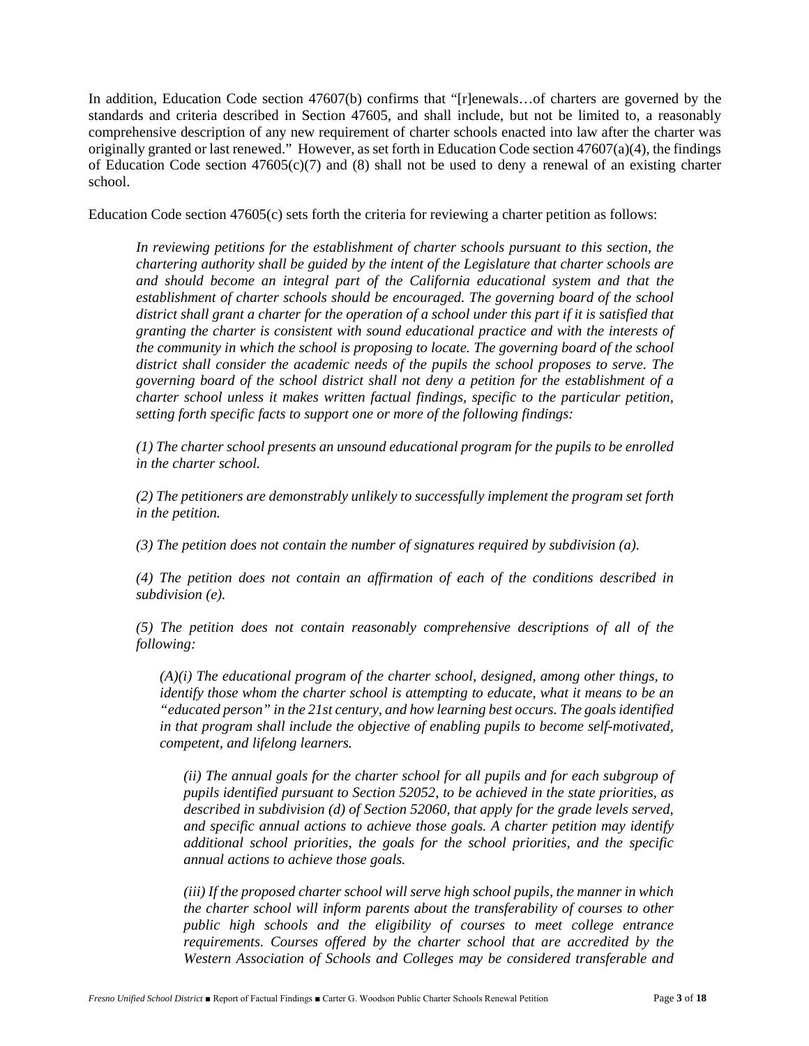In addition, Education Code section 47607(b) confirms that "[r]enewals…of charters are governed by the standards and criteria described in Section 47605, and shall include, but not be limited to, a reasonably comprehensive description of any new requirement of charter schools enacted into law after the charter was originally granted or last renewed." However, as set forth in Education Code section 47607(a)(4), the findings of Education Code section 47605(c)(7) and (8) shall not be used to deny a renewal of an existing charter school.

Education Code section 47605(c) sets forth the criteria for reviewing a charter petition as follows:

> *In reviewing petitions for the establishment of charter schools pursuant to this section, the chartering authority shall be guided by the intent of the Legislature that charter schools are and should become an integral part of the California educational system and that the establishment of charter schools should be encouraged. The governing board of the school district shall grant a charter for the operation of a school under this part if it is satisfied that granting the charter is consistent with sound educational practice and with the interests of the community in which the school is proposing to locate. The governing board of the school district shall consider the academic needs of the pupils the school proposes to serve. The governing board of the school district shall not deny a petition for the establishment of a charter school unless it makes written factual findings, specific to the particular petition, setting forth specific facts to support one or more of the following findings:*
>
> *(1) The charter school presents an unsound educational program for the pupils to be enrolled in the charter school.*
>
> *(2) The petitioners are demonstrably unlikely to successfully implement the program set forth in the petition.*
>
> *(3) The petition does not contain the number of signatures required by subdivision (a).*
>
> *(4) The petition does not contain an affirmation of each of the conditions described in subdivision (e).*
>
> *(5) The petition does not contain reasonably comprehensive descriptions of all of the following:*
>
> *(A)(i) The educational program of the charter school, designed, among other things, to identify those whom the charter school is attempting to educate, what it means to be an "educated person" in the 21st century, and how learning best occurs. The goals identified in that program shall include the objective of enabling pupils to become self-motivated, competent, and lifelong learners.*
>
> *(ii) The annual goals for the charter school for all pupils and for each subgroup of pupils identified pursuant to Section 52052, to be achieved in the state priorities, as described in subdivision (d) of Section 52060, that apply for the grade levels served, and specific annual actions to achieve those goals. A charter petition may identify additional school priorities, the goals for the school priorities, and the specific annual actions to achieve those goals.*
>
> *(iii) If the proposed charter school will serve high school pupils, the manner in which the charter school will inform parents about the transferability of courses to other public high schools and the eligibility of courses to meet college entrance requirements. Courses offered by the charter school that are accredited by the Western Association of Schools and Colleges may be considered transferable and*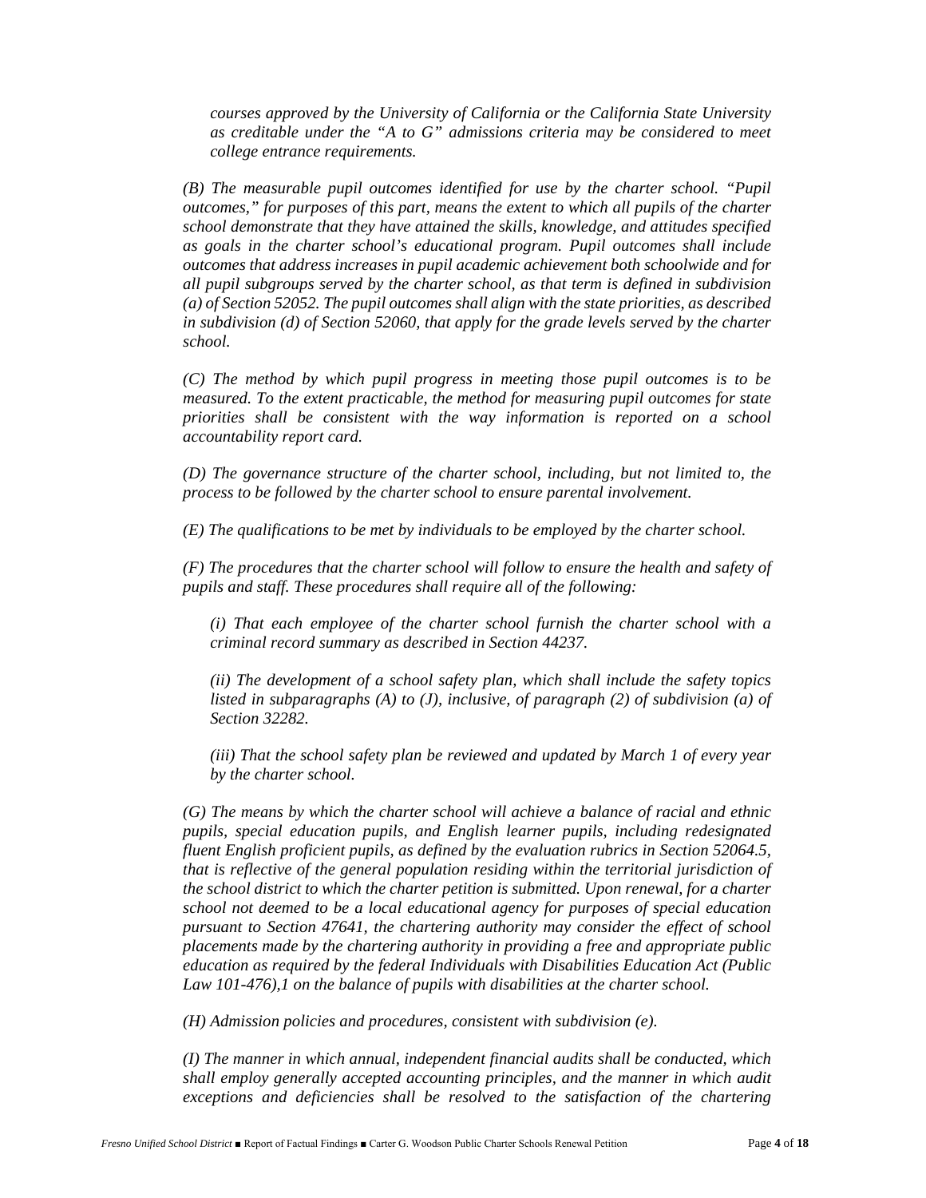*courses approved by the University of California or the California State University as creditable under the "A to G" admissions criteria may be considered to meet college entrance requirements.*

*(B) The measurable pupil outcomes identified for use by the charter school. "Pupil outcomes," for purposes of this part, means the extent to which all pupils of the charter school demonstrate that they have attained the skills, knowledge, and attitudes specified as goals in the charter school's educational program. Pupil outcomes shall include outcomes that address increases in pupil academic achievement both schoolwide and for all pupil subgroups served by the charter school, as that term is defined in subdivision (a) of Section 52052. The pupil outcomes shall align with the state priorities, as described in subdivision (d) of Section 52060, that apply for the grade levels served by the charter school.*

*(C) The method by which pupil progress in meeting those pupil outcomes is to be measured. To the extent practicable, the method for measuring pupil outcomes for state priorities shall be consistent with the way information is reported on a school accountability report card.*

*(D) The governance structure of the charter school, including, but not limited to, the process to be followed by the charter school to ensure parental involvement.*

*(E) The qualifications to be met by individuals to be employed by the charter school.*

*(F) The procedures that the charter school will follow to ensure the health and safety of pupils and staff. These procedures shall require all of the following:*

*(i) That each employee of the charter school furnish the charter school with a criminal record summary as described in Section 44237.*

*(ii) The development of a school safety plan, which shall include the safety topics listed in subparagraphs (A) to (J), inclusive, of paragraph (2) of subdivision (a) of Section 32282.*

*(iii) That the school safety plan be reviewed and updated by March 1 of every year by the charter school.*

*(G) The means by which the charter school will achieve a balance of racial and ethnic pupils, special education pupils, and English learner pupils, including redesignated fluent English proficient pupils, as defined by the evaluation rubrics in Section 52064.5, that is reflective of the general population residing within the territorial jurisdiction of the school district to which the charter petition is submitted. Upon renewal, for a charter school not deemed to be a local educational agency for purposes of special education pursuant to Section 47641, the chartering authority may consider the effect of school placements made by the chartering authority in providing a free and appropriate public education as required by the federal Individuals with Disabilities Education Act (Public Law 101-476),1 on the balance of pupils with disabilities at the charter school.*

*(H) Admission policies and procedures, consistent with subdivision (e).*

*(I) The manner in which annual, independent financial audits shall be conducted, which shall employ generally accepted accounting principles, and the manner in which audit exceptions and deficiencies shall be resolved to the satisfaction of the chartering*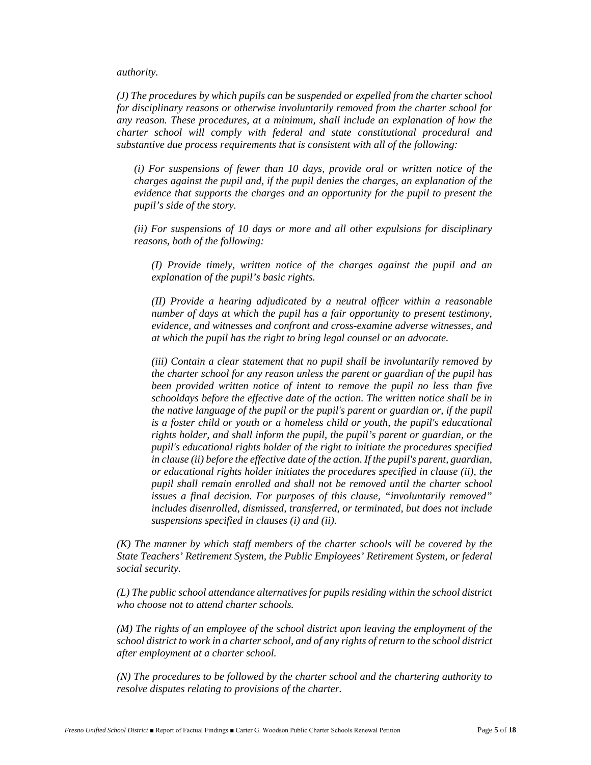*authority.*

*(J) The procedures by which pupils can be suspended or expelled from the charter school for disciplinary reasons or otherwise involuntarily removed from the charter school for any reason. These procedures, at a minimum, shall include an explanation of how the charter school will comply with federal and state constitutional procedural and substantive due process requirements that is consistent with all of the following:*

> *(i) For suspensions of fewer than 10 days, provide oral or written notice of the charges against the pupil and, if the pupil denies the charges, an explanation of the evidence that supports the charges and an opportunity for the pupil to present the pupil's side of the story.*
>
> *(ii) For suspensions of 10 days or more and all other expulsions for disciplinary reasons, both of the following:*
>
> > *(I) Provide timely, written notice of the charges against the pupil and an explanation of the pupil's basic rights.*
> >
> > *(II) Provide a hearing adjudicated by a neutral officer within a reasonable number of days at which the pupil has a fair opportunity to present testimony, evidence, and witnesses and confront and cross-examine adverse witnesses, and at which the pupil has the right to bring legal counsel or an advocate.*
> >
> > *(iii) Contain a clear statement that no pupil shall be involuntarily removed by the charter school for any reason unless the parent or guardian of the pupil has been provided written notice of intent to remove the pupil no less than five schooldays before the effective date of the action. The written notice shall be in the native language of the pupil or the pupil's parent or guardian or, if the pupil is a foster child or youth or a homeless child or youth, the pupil's educational rights holder, and shall inform the pupil, the pupil's parent or guardian, or the pupil's educational rights holder of the right to initiate the procedures specified in clause (ii) before the effective date of the action. If the pupil's parent, guardian, or educational rights holder initiates the procedures specified in clause (ii), the pupil shall remain enrolled and shall not be removed until the charter school issues a final decision. For purposes of this clause, "involuntarily removed" includes disenrolled, dismissed, transferred, or terminated, but does not include suspensions specified in clauses (i) and (ii).*

*(K) The manner by which staff members of the charter schools will be covered by the State Teachers' Retirement System, the Public Employees' Retirement System, or federal social security.*

*(L) The public school attendance alternatives for pupils residing within the school district who choose not to attend charter schools.*

*(M) The rights of an employee of the school district upon leaving the employment of the school district to work in a charter school, and of any rights of return to the school district after employment at a charter school.*

*(N) The procedures to be followed by the charter school and the chartering authority to resolve disputes relating to provisions of the charter.*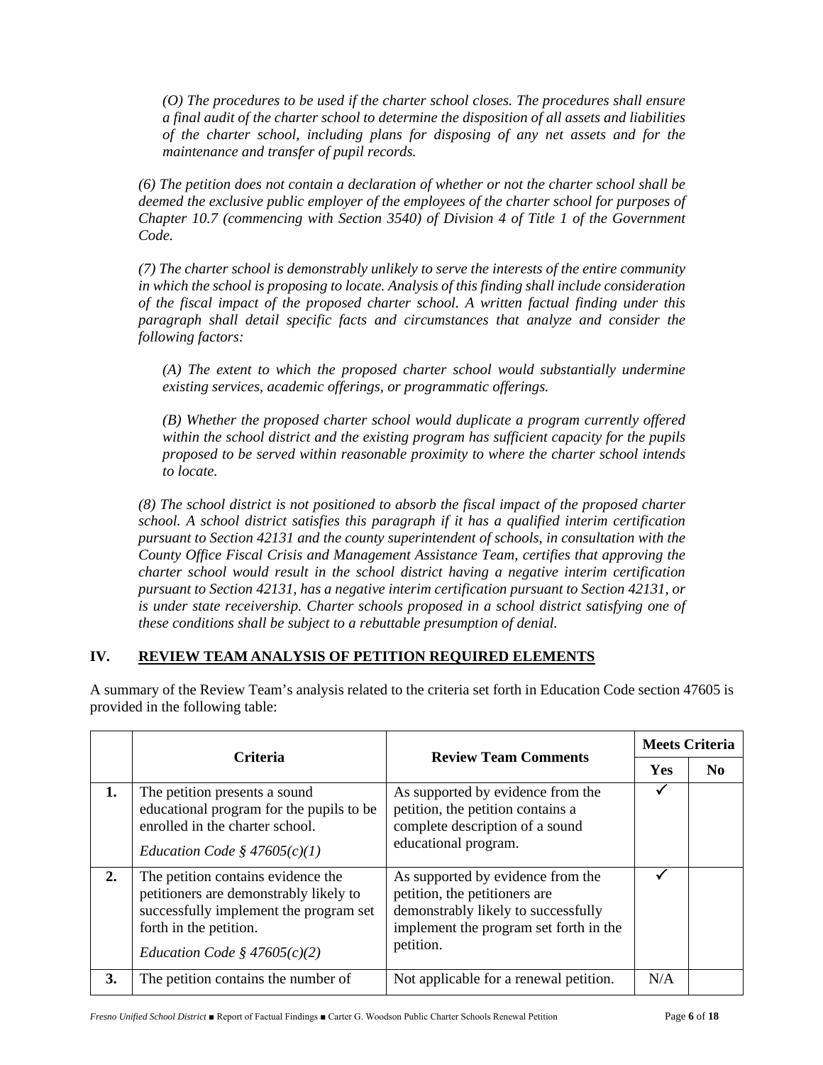*(O) The procedures to be used if the charter school closes. The procedures shall ensure a final audit of the charter school to determine the disposition of all assets and liabilities of the charter school, including plans for disposing of any net assets and for the maintenance and transfer of pupil records.*

*(6) The petition does not contain a declaration of whether or not the charter school shall be deemed the exclusive public employer of the employees of the charter school for purposes of Chapter 10.7 (commencing with Section 3540) of Division 4 of Title 1 of the Government Code.*

*(7) The charter school is demonstrably unlikely to serve the interests of the entire community in which the school is proposing to locate. Analysis of this finding shall include consideration of the fiscal impact of the proposed charter school. A written factual finding under this paragraph shall detail specific facts and circumstances that analyze and consider the following factors:*

*(A) The extent to which the proposed charter school would substantially undermine existing services, academic offerings, or programmatic offerings.*

*(B) Whether the proposed charter school would duplicate a program currently offered within the school district and the existing program has sufficient capacity for the pupils proposed to be served within reasonable proximity to where the charter school intends to locate.*

*(8) The school district is not positioned to absorb the fiscal impact of the proposed charter school. A school district satisfies this paragraph if it has a qualified interim certification pursuant to Section 42131 and the county superintendent of schools, in consultation with the County Office Fiscal Crisis and Management Assistance Team, certifies that approving the charter school would result in the school district having a negative interim certification pursuant to Section 42131, has a negative interim certification pursuant to Section 42131, or is under state receivership. Charter schools proposed in a school district satisfying one of these conditions shall be subject to a rebuttable presumption of denial.*

## IV. REVIEW TEAM ANALYSIS OF PETITION REQUIRED ELEMENTS

A summary of the Review Team's analysis related to the criteria set forth in Education Code section 47605 is provided in the following table:

| | Criteria | Review Team Comments | Meets Criteria | |
|---|---|---|---|---|
| | | | Yes | No |
| **1.** | The petition presents a sound educational program for the pupils to be enrolled in the charter school.<br>*Education Code § 47605(c)(1)* | As supported by evidence from the petition, the petition contains a complete description of a sound educational program. | ✓ | |
| **2.** | The petition contains evidence the petitioners are demonstrably likely to successfully implement the program set forth in the petition.<br>*Education Code § 47605(c)(2)* | As supported by evidence from the petition, the petitioners are demonstrably likely to successfully implement the program set forth in the petition. | ✓ | |
| **3.** | The petition contains the number of | Not applicable for a renewal petition. | N/A | |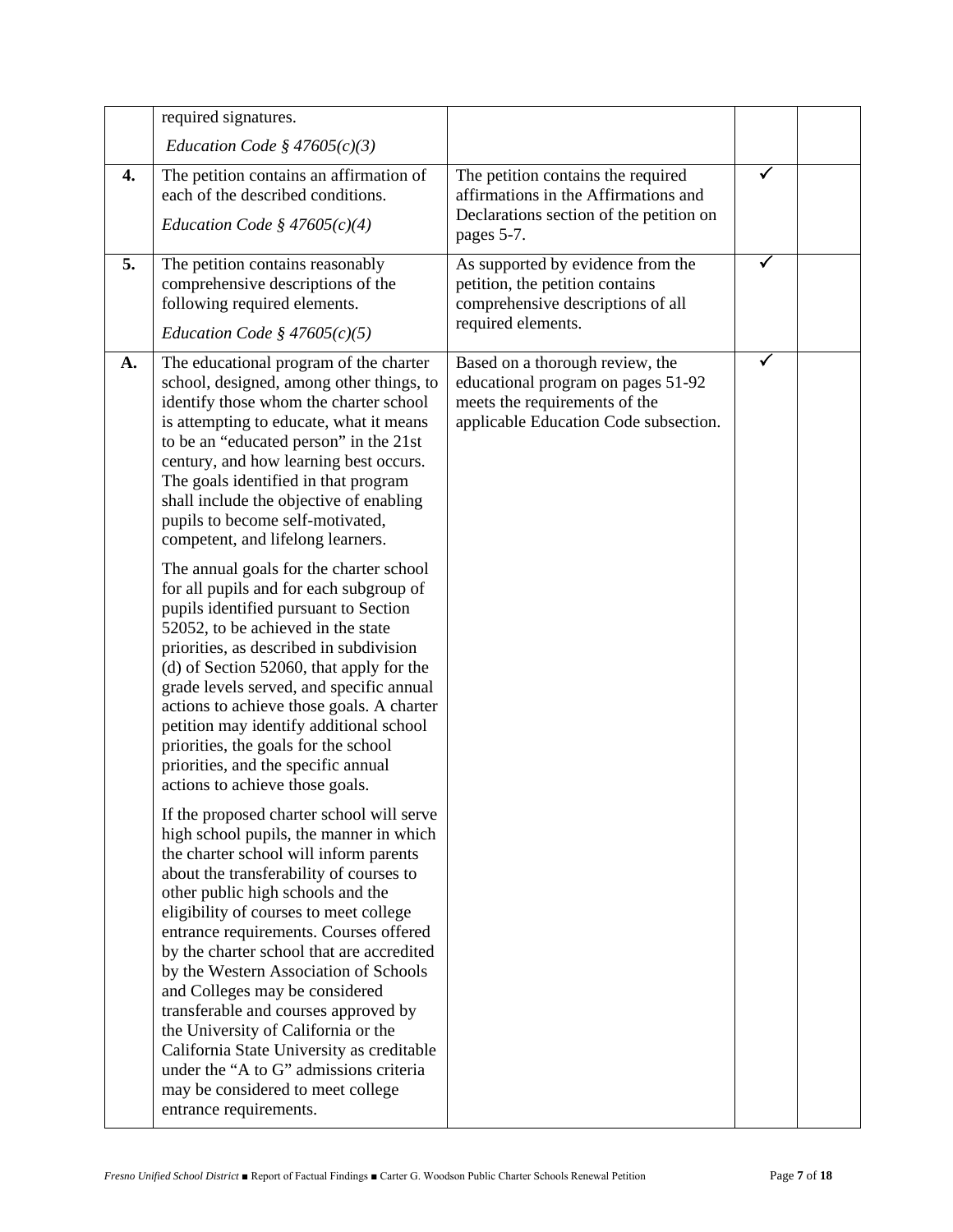|  |  |  |  |  |
|---|---|---|---|---|
|  | required signatures.<br><br>*Education Code § 47605(c)(3)* |  |  |  |
| **4.** | The petition contains an affirmation of each of the described conditions.<br><br>*Education Code § 47605(c)(4)* | The petition contains the required affirmations in the Affirmations and Declarations section of the petition on pages 5-7. | ✓ |  |
| **5.** | The petition contains reasonably comprehensive descriptions of the following required elements.<br><br>*Education Code § 47605(c)(5)* | As supported by evidence from the petition, the petition contains comprehensive descriptions of all required elements. | ✓ |  |
| **A.** | The educational program of the charter school, designed, among other things, to identify those whom the charter school is attempting to educate, what it means to be an "educated person" in the 21st century, and how learning best occurs. The goals identified in that program shall include the objective of enabling pupils to become self-motivated, competent, and lifelong learners.<br><br>The annual goals for the charter school for all pupils and for each subgroup of pupils identified pursuant to Section 52052, to be achieved in the state priorities, as described in subdivision (d) of Section 52060, that apply for the grade levels served, and specific annual actions to achieve those goals. A charter petition may identify additional school priorities, the goals for the school priorities, and the specific annual actions to achieve those goals.<br><br>If the proposed charter school will serve high school pupils, the manner in which the charter school will inform parents about the transferability of courses to other public high schools and the eligibility of courses to meet college entrance requirements. Courses offered by the charter school that are accredited by the Western Association of Schools and Colleges may be considered transferable and courses approved by the University of California or the California State University as creditable under the "A to G" admissions criteria may be considered to meet college entrance requirements. | Based on a thorough review, the educational program on pages 51-92 meets the requirements of the applicable Education Code subsection. | ✓ |  |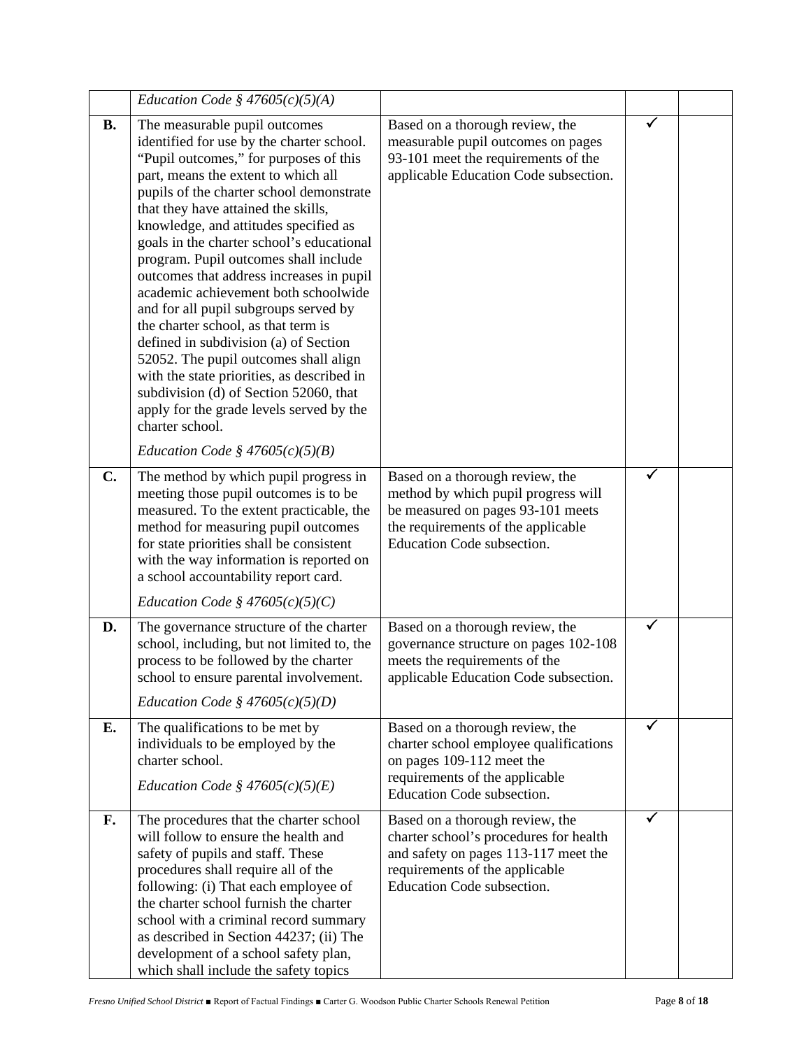| | | | | |
|---|---|---|---|---|
| | *Education Code § 47605(c)(5)(A)* | | | |
| **B.** | The measurable pupil outcomes identified for use by the charter school. "Pupil outcomes," for purposes of this part, means the extent to which all pupils of the charter school demonstrate that they have attained the skills, knowledge, and attitudes specified as goals in the charter school's educational program. Pupil outcomes shall include outcomes that address increases in pupil academic achievement both schoolwide and for all pupil subgroups served by the charter school, as that term is defined in subdivision (a) of Section 52052. The pupil outcomes shall align with the state priorities, as described in subdivision (d) of Section 52060, that apply for the grade levels served by the charter school. *Education Code § 47605(c)(5)(B)* | Based on a thorough review, the measurable pupil outcomes on pages 93-101 meet the requirements of the applicable Education Code subsection. | ✓ | |
| **C.** | The method by which pupil progress in meeting those pupil outcomes is to be measured. To the extent practicable, the method for measuring pupil outcomes for state priorities shall be consistent with the way information is reported on a school accountability report card. *Education Code § 47605(c)(5)(C)* | Based on a thorough review, the method by which pupil progress will be measured on pages 93-101 meets the requirements of the applicable Education Code subsection. | ✓ | |
| **D.** | The governance structure of the charter school, including, but not limited to, the process to be followed by the charter school to ensure parental involvement. *Education Code § 47605(c)(5)(D)* | Based on a thorough review, the governance structure on pages 102-108 meets the requirements of the applicable Education Code subsection. | ✓ | |
| **E.** | The qualifications to be met by individuals to be employed by the charter school. *Education Code § 47605(c)(5)(E)* | Based on a thorough review, the charter school employee qualifications on pages 109-112 meet the requirements of the applicable Education Code subsection. | ✓ | |
| **F.** | The procedures that the charter school will follow to ensure the health and safety of pupils and staff. These procedures shall require all of the following: (i) That each employee of the charter school furnish the charter school with a criminal record summary as described in Section 44237; (ii) The development of a school safety plan, which shall include the safety topics | Based on a thorough review, the charter school's procedures for health and safety on pages 113-117 meet the requirements of the applicable Education Code subsection. | ✓ | |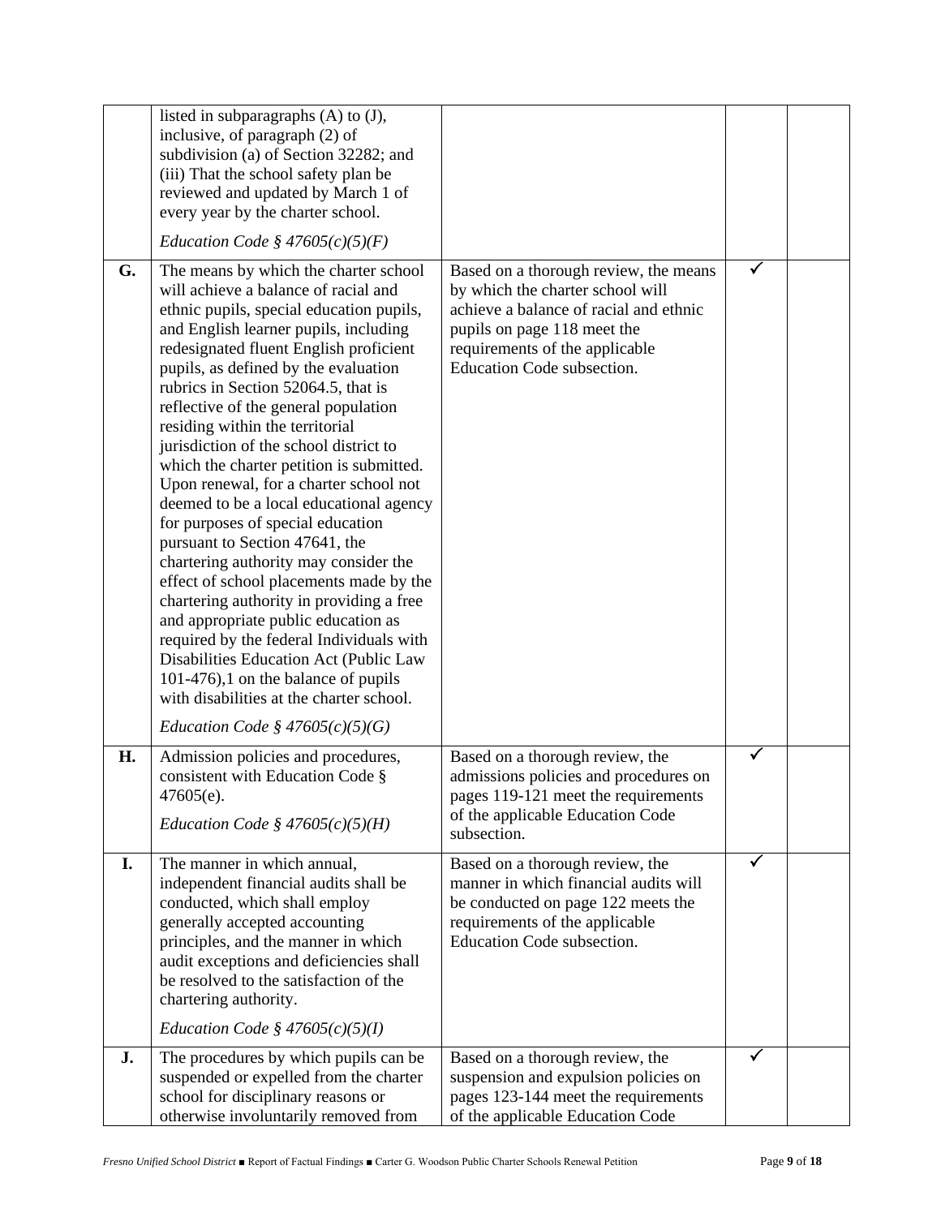| | | | | |
|---|---|---|---|---|
| | listed in subparagraphs (A) to (J), inclusive, of paragraph (2) of subdivision (a) of Section 32282; and (iii) That the school safety plan be reviewed and updated by March 1 of every year by the charter school. *Education Code § 47605(c)(5)(F)* | | | |
| **G.** | The means by which the charter school will achieve a balance of racial and ethnic pupils, special education pupils, and English learner pupils, including redesignated fluent English proficient pupils, as defined by the evaluation rubrics in Section 52064.5, that is reflective of the general population residing within the territorial jurisdiction of the school district to which the charter petition is submitted. Upon renewal, for a charter school not deemed to be a local educational agency for purposes of special education pursuant to Section 47641, the chartering authority may consider the effect of school placements made by the chartering authority in providing a free and appropriate public education as required by the federal Individuals with Disabilities Education Act (Public Law 101-476),1 on the balance of pupils with disabilities at the charter school. *Education Code § 47605(c)(5)(G)* | Based on a thorough review, the means by which the charter school will achieve a balance of racial and ethnic pupils on page 118 meet the requirements of the applicable Education Code subsection. | ✓ | |
| **H.** | Admission policies and procedures, consistent with Education Code § 47605(e). *Education Code § 47605(c)(5)(H)* | Based on a thorough review, the admissions policies and procedures on pages 119-121 meet the requirements of the applicable Education Code subsection. | ✓ | |
| **I.** | The manner in which annual, independent financial audits shall be conducted, which shall employ generally accepted accounting principles, and the manner in which audit exceptions and deficiencies shall be resolved to the satisfaction of the chartering authority. *Education Code § 47605(c)(5)(I)* | Based on a thorough review, the manner in which financial audits will be conducted on page 122 meets the requirements of the applicable Education Code subsection. | ✓ | |
| **J.** | The procedures by which pupils can be suspended or expelled from the charter school for disciplinary reasons or otherwise involuntarily removed from | Based on a thorough review, the suspension and expulsion policies on pages 123-144 meet the requirements of the applicable Education Code | ✓ | |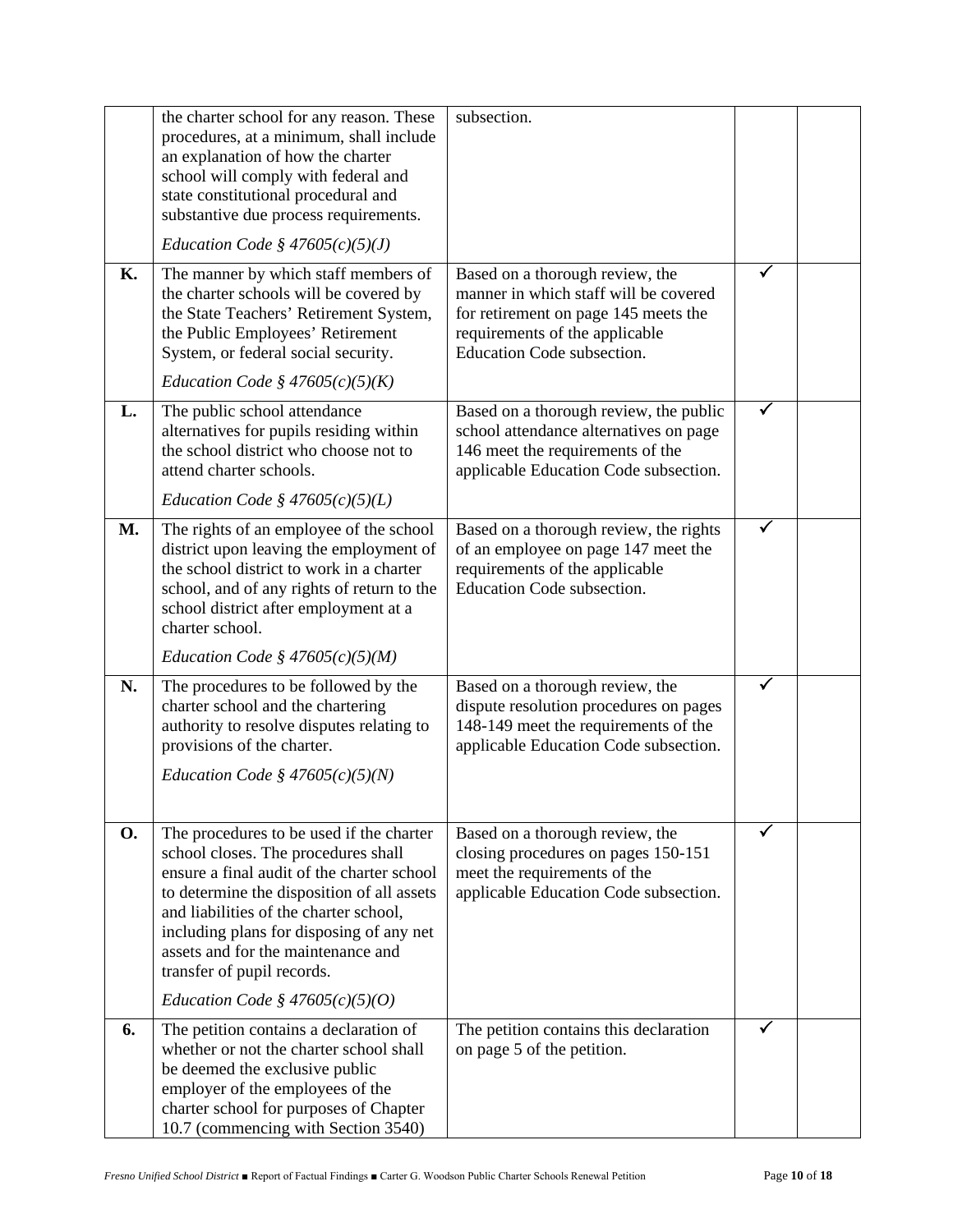| | | | | |
|---|---|---|---|---|
| | the charter school for any reason. These procedures, at a minimum, shall include an explanation of how the charter school will comply with federal and state constitutional procedural and substantive due process requirements.<br><br>*Education Code § 47605(c)(5)(J)* | subsection. | | |
| **K.** | The manner by which staff members of the charter schools will be covered by the State Teachers' Retirement System, the Public Employees' Retirement System, or federal social security.<br><br>*Education Code § 47605(c)(5)(K)* | Based on a thorough review, the manner in which staff will be covered for retirement on page 145 meets the requirements of the applicable Education Code subsection. | ✓ | |
| **L.** | The public school attendance alternatives for pupils residing within the school district who choose not to attend charter schools.<br><br>*Education Code § 47605(c)(5)(L)* | Based on a thorough review, the public school attendance alternatives on page 146 meet the requirements of the applicable Education Code subsection. | ✓ | |
| **M.** | The rights of an employee of the school district upon leaving the employment of the school district to work in a charter school, and of any rights of return to the school district after employment at a charter school.<br><br>*Education Code § 47605(c)(5)(M)* | Based on a thorough review, the rights of an employee on page 147 meet the requirements of the applicable Education Code subsection. | ✓ | |
| **N.** | The procedures to be followed by the charter school and the chartering authority to resolve disputes relating to provisions of the charter.<br><br>*Education Code § 47605(c)(5)(N)* | Based on a thorough review, the dispute resolution procedures on pages 148-149 meet the requirements of the applicable Education Code subsection. | ✓ | |
| **O.** | The procedures to be used if the charter school closes. The procedures shall ensure a final audit of the charter school to determine the disposition of all assets and liabilities of the charter school, including plans for disposing of any net assets and for the maintenance and transfer of pupil records.<br><br>*Education Code § 47605(c)(5)(O)* | Based on a thorough review, the closing procedures on pages 150-151 meet the requirements of the applicable Education Code subsection. | ✓ | |
| **6.** | The petition contains a declaration of whether or not the charter school shall be deemed the exclusive public employer of the employees of the charter school for purposes of Chapter 10.7 (commencing with Section 3540) | The petition contains this declaration on page 5 of the petition. | ✓ | |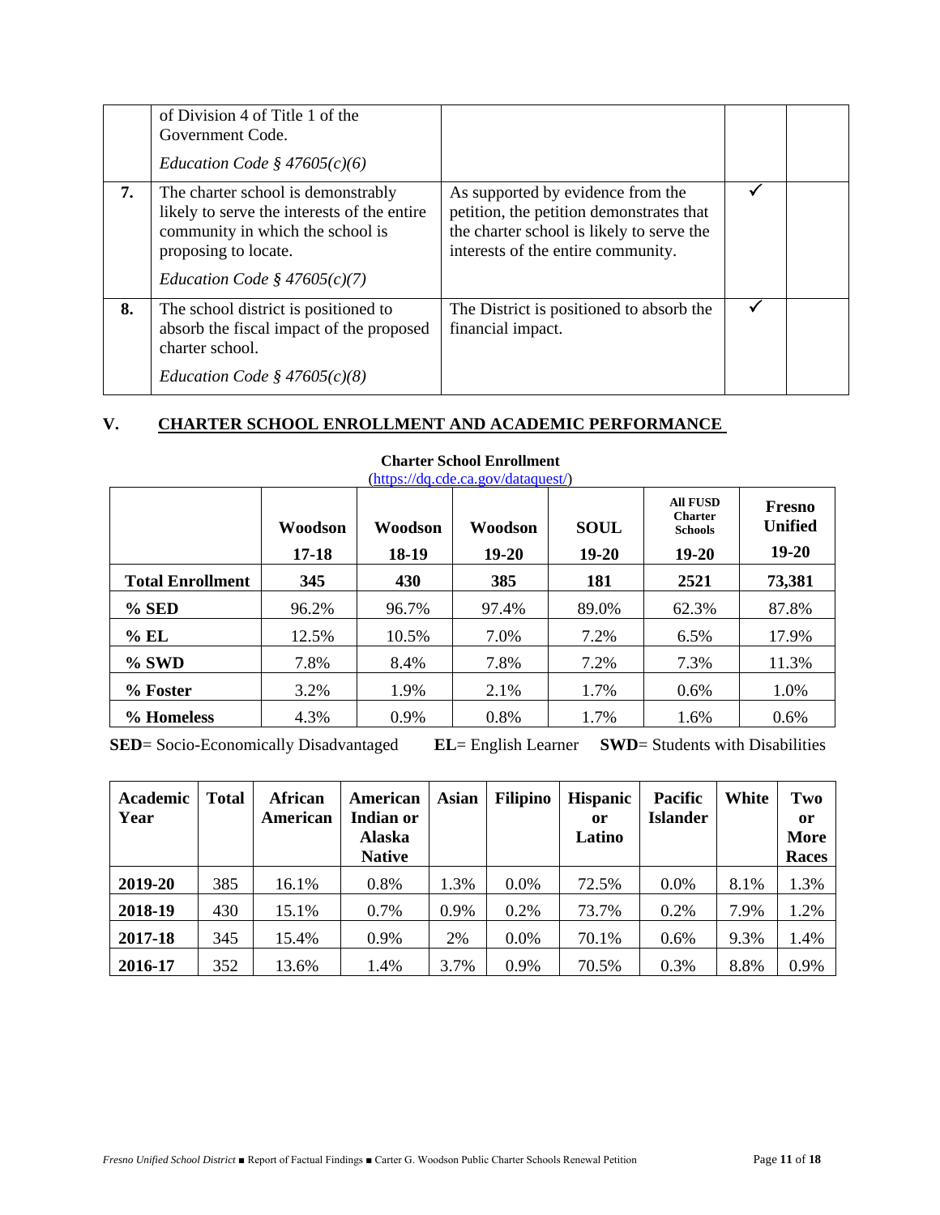|  | of Division 4 of Title 1 of the Government Code.<br><br>*Education Code § 47605(c)(6)* |  |  |  |
|---|---|---|---|---|
| **7.** | The charter school is demonstrably likely to serve the interests of the entire community in which the school is proposing to locate.<br><br>*Education Code § 47605(c)(7)* | As supported by evidence from the petition, the petition demonstrates that the charter school is likely to serve the interests of the entire community. | ✓ |  |
| **8.** | The school district is positioned to absorb the fiscal impact of the proposed charter school.<br><br>*Education Code § 47605(c)(8)* | The District is positioned to absorb the financial impact. | ✓ |  |

## V. CHARTER SCHOOL ENROLLMENT AND ACADEMIC PERFORMANCE

**Charter School Enrollment**
(https://dq.cde.ca.gov/dataquest/)

|  | **Woodson 17-18** | **Woodson 18-19** | **Woodson 19-20** | **SOUL 19-20** | **All FUSD Charter Schools 19-20** | **Fresno Unified 19-20** |
|---|---|---|---|---|---|---|
| **Total Enrollment** | **345** | **430** | **385** | **181** | **2521** | **73,381** |
| **% SED** | 96.2% | 96.7% | 97.4% | 89.0% | 62.3% | 87.8% |
| **% EL** | 12.5% | 10.5% | 7.0% | 7.2% | 6.5% | 17.9% |
| **% SWD** | 7.8% | 8.4% | 7.8% | 7.2% | 7.3% | 11.3% |
| **% Foster** | 3.2% | 1.9% | 2.1% | 1.7% | 0.6% | 1.0% |
| **% Homeless** | 4.3% | 0.9% | 0.8% | 1.7% | 1.6% | 0.6% |

**SED**= Socio-Economically Disadvantaged **EL**= English Learner **SWD**= Students with Disabilities

| **Academic Year** | **Total** | **African American** | **American Indian or Alaska Native** | **Asian** | **Filipino** | **Hispanic or Latino** | **Pacific Islander** | **White** | **Two or More Races** |
|---|---|---|---|---|---|---|---|---|---|
| **2019-20** | 385 | 16.1% | 0.8% | 1.3% | 0.0% | 72.5% | 0.0% | 8.1% | 1.3% |
| **2018-19** | 430 | 15.1% | 0.7% | 0.9% | 0.2% | 73.7% | 0.2% | 7.9% | 1.2% |
| **2017-18** | 345 | 15.4% | 0.9% | 2% | 0.0% | 70.1% | 0.6% | 9.3% | 1.4% |
| **2016-17** | 352 | 13.6% | 1.4% | 3.7% | 0.9% | 70.5% | 0.3% | 8.8% | 0.9% |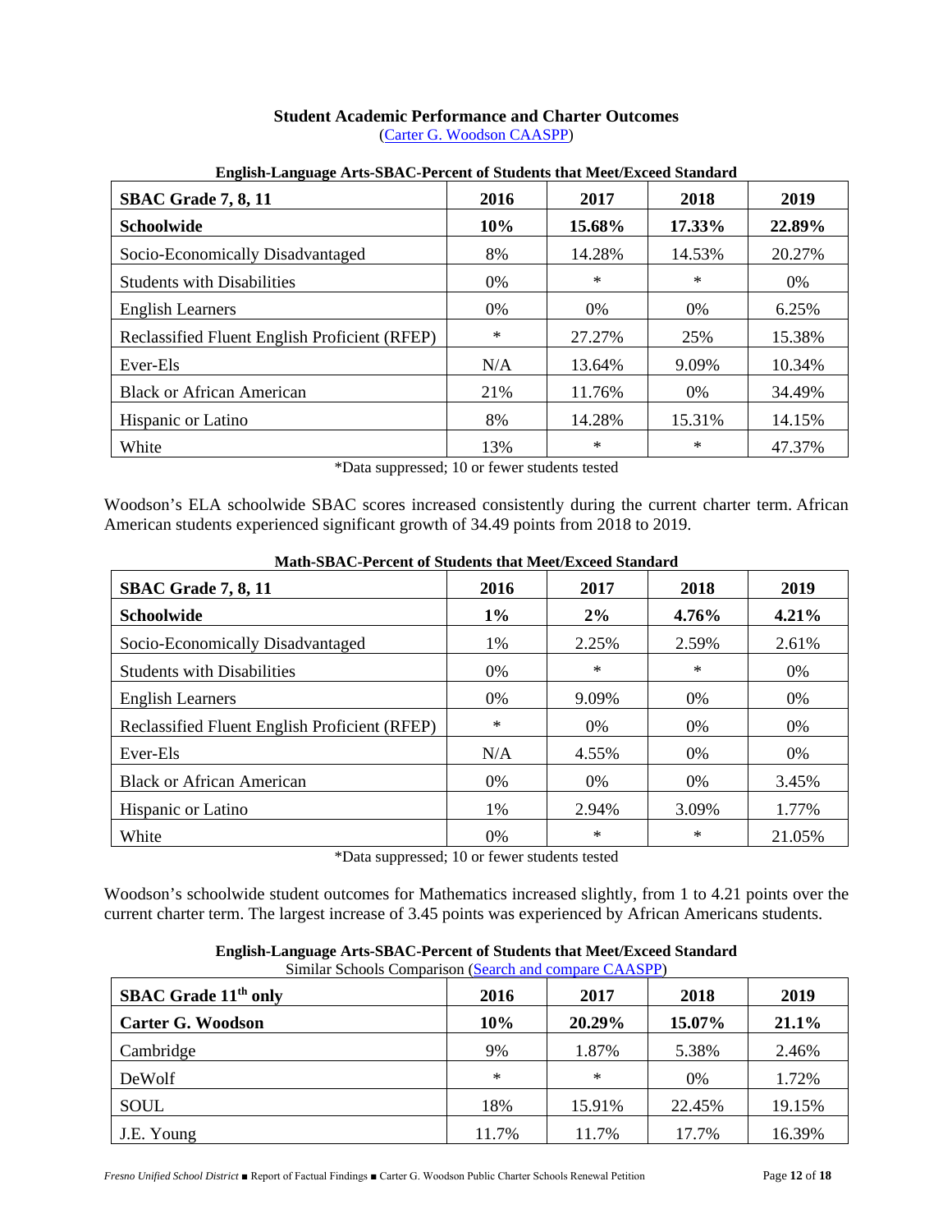## Student Academic Performance and Charter Outcomes

(Carter G. Woodson CAASPP)

**English-Language Arts-SBAC-Percent of Students that Meet/Exceed Standard**

| SBAC Grade 7, 8, 11 | 2016 | 2017 | 2018 | 2019 |
|---|---|---|---|---|
| **Schoolwide** | **10%** | **15.68%** | **17.33%** | **22.89%** |
| Socio-Economically Disadvantaged | 8% | 14.28% | 14.53% | 20.27% |
| Students with Disabilities | 0% | * | * | 0% |
| English Learners | 0% | 0% | 0% | 6.25% |
| Reclassified Fluent English Proficient (RFEP) | * | 27.27% | 25% | 15.38% |
| Ever-Els | N/A | 13.64% | 9.09% | 10.34% |
| Black or African American | 21% | 11.76% | 0% | 34.49% |
| Hispanic or Latino | 8% | 14.28% | 15.31% | 14.15% |
| White | 13% | * | * | 47.37% |

*Data suppressed; 10 or fewer students tested

Woodson's ELA schoolwide SBAC scores increased consistently during the current charter term. African American students experienced significant growth of 34.49 points from 2018 to 2019.

**Math-SBAC-Percent of Students that Meet/Exceed Standard**

| SBAC Grade 7, 8, 11 | 2016 | 2017 | 2018 | 2019 |
|---|---|---|---|---|
| **Schoolwide** | **1%** | **2%** | **4.76%** | **4.21%** |
| Socio-Economically Disadvantaged | 1% | 2.25% | 2.59% | 2.61% |
| Students with Disabilities | 0% | * | * | 0% |
| English Learners | 0% | 9.09% | 0% | 0% |
| Reclassified Fluent English Proficient (RFEP) | * | 0% | 0% | 0% |
| Ever-Els | N/A | 4.55% | 0% | 0% |
| Black or African American | 0% | 0% | 0% | 3.45% |
| Hispanic or Latino | 1% | 2.94% | 3.09% | 1.77% |
| White | 0% | * | * | 21.05% |

*Data suppressed; 10 or fewer students tested

Woodson's schoolwide student outcomes for Mathematics increased slightly, from 1 to 4.21 points over the current charter term. The largest increase of 3.45 points was experienced by African Americans students.

**English-Language Arts-SBAC-Percent of Students that Meet/Exceed Standard**

Similar Schools Comparison (Search and compare CAASPP)

| SBAC Grade 11th only | 2016 | 2017 | 2018 | 2019 |
|---|---|---|---|---|
| **Carter G. Woodson** | **10%** | **20.29%** | **15.07%** | **21.1%** |
| Cambridge | 9% | 1.87% | 5.38% | 2.46% |
| DeWolf | * | * | 0% | 1.72% |
| SOUL | 18% | 15.91% | 22.45% | 19.15% |
| J.E. Young | 11.7% | 11.7% | 17.7% | 16.39% |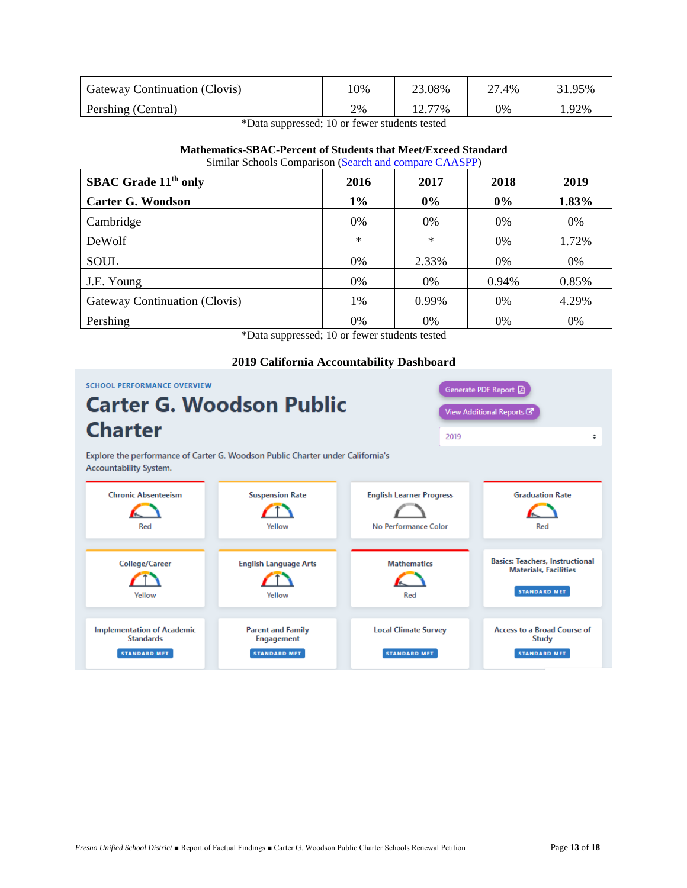| Gateway Continuation (Clovis) | 10% | 23.08% | 27.4% | 31.95% |
|---|---|---|---|---|
| Pershing (Central) | 2% | 12.77% | 0% | 1.92% |

*Data suppressed; 10 or fewer students tested

**Mathematics-SBAC-Percent of Students that Meet/Exceed Standard**

Similar Schools Comparison ([Search and compare CAASPP](#))

| **SBAC Grade 11th only** | **2016** | **2017** | **2018** | **2019** |
|---|---|---|---|---|
| **Carter G. Woodson** | **1%** | **0%** | **0%** | **1.83%** |
| Cambridge | 0% | 0% | 0% | 0% |
| DeWolf | * | * | 0% | 1.72% |
| SOUL | 0% | 2.33% | 0% | 0% |
| J.E. Young | 0% | 0% | 0.94% | 0.85% |
| Gateway Continuation (Clovis) | 1% | 0.99% | 0% | 4.29% |
| Pershing | 0% | 0% | 0% | 0% |

*Data suppressed; 10 or fewer students tested

**2019 California Accountability Dashboard**

SCHOOL PERFORMANCE OVERVIEW

## Carter G. Woodson Public Charter

Generate PDF Report

View Additional Reports

2019

Explore the performance of Carter G. Woodson Public Charter under California's Accountability System.

| Chronic Absenteeism | Suspension Rate | English Learner Progress | Graduation Rate |
|---|---|---|---|
| Red | Yellow | No Performance Color | Red |

| College/Career | English Language Arts | Mathematics | Basics: Teachers, Instructional Materials, Facilities |
|---|---|---|---|
| Yellow | Yellow | Red | STANDARD MET |

| Implementation of Academic Standards | Parent and Family Engagement | Local Climate Survey | Access to a Broad Course of Study |
|---|---|---|---|
| STANDARD MET | STANDARD MET | STANDARD MET | STANDARD MET |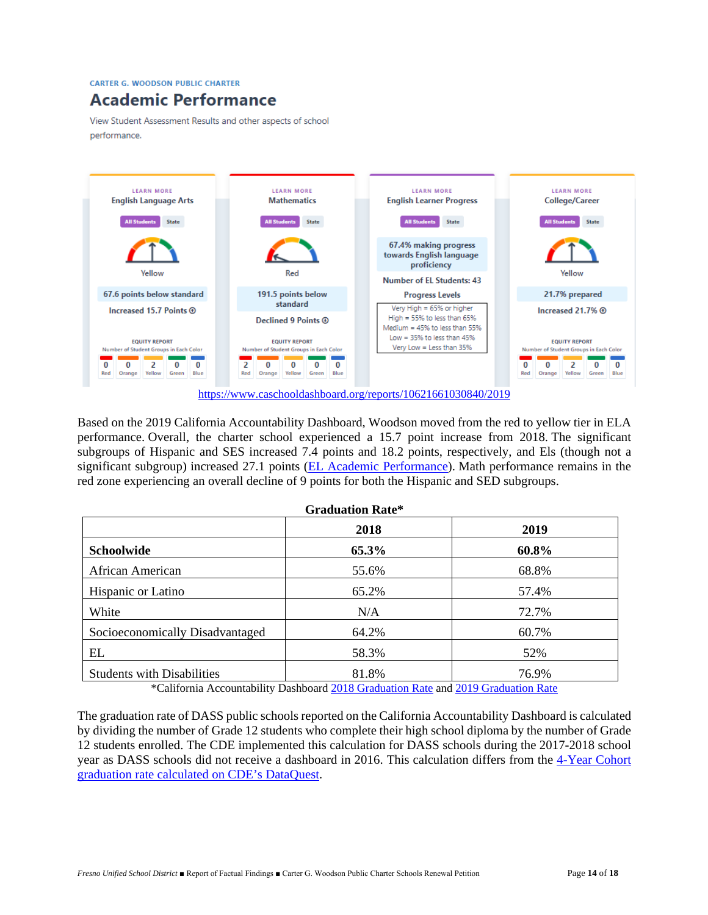CARTER G. WOODSON PUBLIC CHARTER

# Academic Performance

View Student Assessment Results and other aspects of school performance.

| English Language Arts | Mathematics | English Learner Progress | College/Career |
|---|---|---|---|
| Yellow | Red | 67.4% making progress towards English language proficiency | Yellow |
| 67.6 points below standard | 191.5 points below standard | Number of EL Students: 43 | 21.7% prepared |
| Increased 15.7 Points | Declined 9 Points | | Increased 21.7% |
| Equity Report: 0 Red, 0 Orange, 2 Yellow, 0 Green, 0 Blue | Equity Report: 2 Red, 0 Orange, 0 Yellow, 0 Green, 0 Blue | Progress Levels: Very High = 65% or higher; High = 55% to less than 65%; Medium = 45% to less than 55%; Low = 35% to less than 45%; Very Low = Less than 35% | Equity Report: 0 Red, 0 Orange, 2 Yellow, 0 Green, 0 Blue |

https://www.caschooldashboard.org/reports/10621661030840/2019

Based on the 2019 California Accountability Dashboard, Woodson moved from the red to yellow tier in ELA performance. Overall, the charter school experienced a 15.7 point increase from 2018. The significant subgroups of Hispanic and SES increased 7.4 points and 18.2 points, respectively, and Els (though not a significant subgroup) increased 27.1 points (EL Academic Performance). Math performance remains in the red zone experiencing an overall decline of 9 points for both the Hispanic and SED subgroups.

**Graduation Rate***

| | 2018 | 2019 |
|---|---|---|
| **Schoolwide** | **65.3%** | **60.8%** |
| African American | 55.6% | 68.8% |
| Hispanic or Latino | 65.2% | 57.4% |
| White | N/A | 72.7% |
| Socioeconomically Disadvantaged | 64.2% | 60.7% |
| EL | 58.3% | 52% |
| Students with Disabilities | 81.8% | 76.9% |

*California Accountability Dashboard 2018 Graduation Rate and 2019 Graduation Rate

The graduation rate of DASS public schools reported on the California Accountability Dashboard is calculated by dividing the number of Grade 12 students who complete their high school diploma by the number of Grade 12 students enrolled. The CDE implemented this calculation for DASS schools during the 2017-2018 school year as DASS schools did not receive a dashboard in 2016. This calculation differs from the 4-Year Cohort graduation rate calculated on CDE's DataQuest.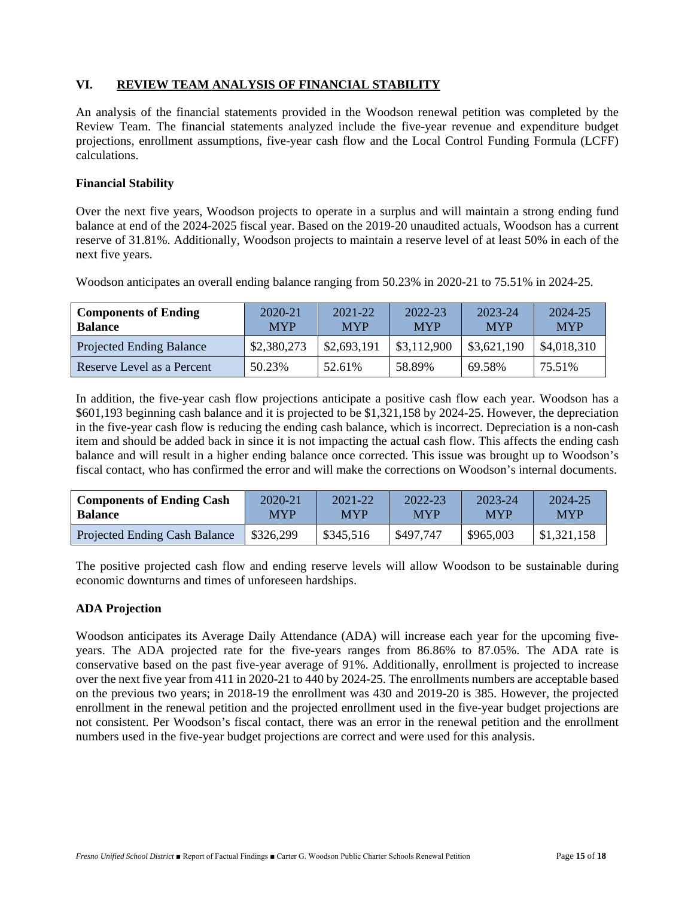## VI. REVIEW TEAM ANALYSIS OF FINANCIAL STABILITY

An analysis of the financial statements provided in the Woodson renewal petition was completed by the Review Team. The financial statements analyzed include the five-year revenue and expenditure budget projections, enrollment assumptions, five-year cash flow and the Local Control Funding Formula (LCFF) calculations.

### Financial Stability

Over the next five years, Woodson projects to operate in a surplus and will maintain a strong ending fund balance at end of the 2024-2025 fiscal year. Based on the 2019-20 unaudited actuals, Woodson has a current reserve of 31.81%. Additionally, Woodson projects to maintain a reserve level of at least 50% in each of the next five years.

Woodson anticipates an overall ending balance ranging from 50.23% in 2020-21 to 75.51% in 2024-25.

| Components of Ending Balance | 2020-21 MYP | 2021-22 MYP | 2022-23 MYP | 2023-24 MYP | 2024-25 MYP |
|---|---|---|---|---|---|
| Projected Ending Balance | $2,380,273 | $2,693,191 | $3,112,900 | $3,621,190 | $4,018,310 |
| Reserve Level as a Percent | 50.23% | 52.61% | 58.89% | 69.58% | 75.51% |

In addition, the five-year cash flow projections anticipate a positive cash flow each year. Woodson has a $601,193 beginning cash balance and it is projected to be $1,321,158 by 2024-25. However, the depreciation in the five-year cash flow is reducing the ending cash balance, which is incorrect. Depreciation is a non-cash item and should be added back in since it is not impacting the actual cash flow. This affects the ending cash balance and will result in a higher ending balance once corrected. This issue was brought up to Woodson's fiscal contact, who has confirmed the error and will make the corrections on Woodson's internal documents.

| Components of Ending Cash Balance | 2020-21 MYP | 2021-22 MYP | 2022-23 MYP | 2023-24 MYP | 2024-25 MYP |
|---|---|---|---|---|---|
| Projected Ending Cash Balance | $326,299 | $345,516 | $497,747 | $965,003 | $1,321,158 |

The positive projected cash flow and ending reserve levels will allow Woodson to be sustainable during economic downturns and times of unforeseen hardships.

### ADA Projection

Woodson anticipates its Average Daily Attendance (ADA) will increase each year for the upcoming five-years. The ADA projected rate for the five-years ranges from 86.86% to 87.05%. The ADA rate is conservative based on the past five-year average of 91%. Additionally, enrollment is projected to increase over the next five year from 411 in 2020-21 to 440 by 2024-25. The enrollments numbers are acceptable based on the previous two years; in 2018-19 the enrollment was 430 and 2019-20 is 385. However, the projected enrollment in the renewal petition and the projected enrollment used in the five-year budget projections are not consistent. Per Woodson's fiscal contact, there was an error in the renewal petition and the enrollment numbers used in the five-year budget projections are correct and were used for this analysis.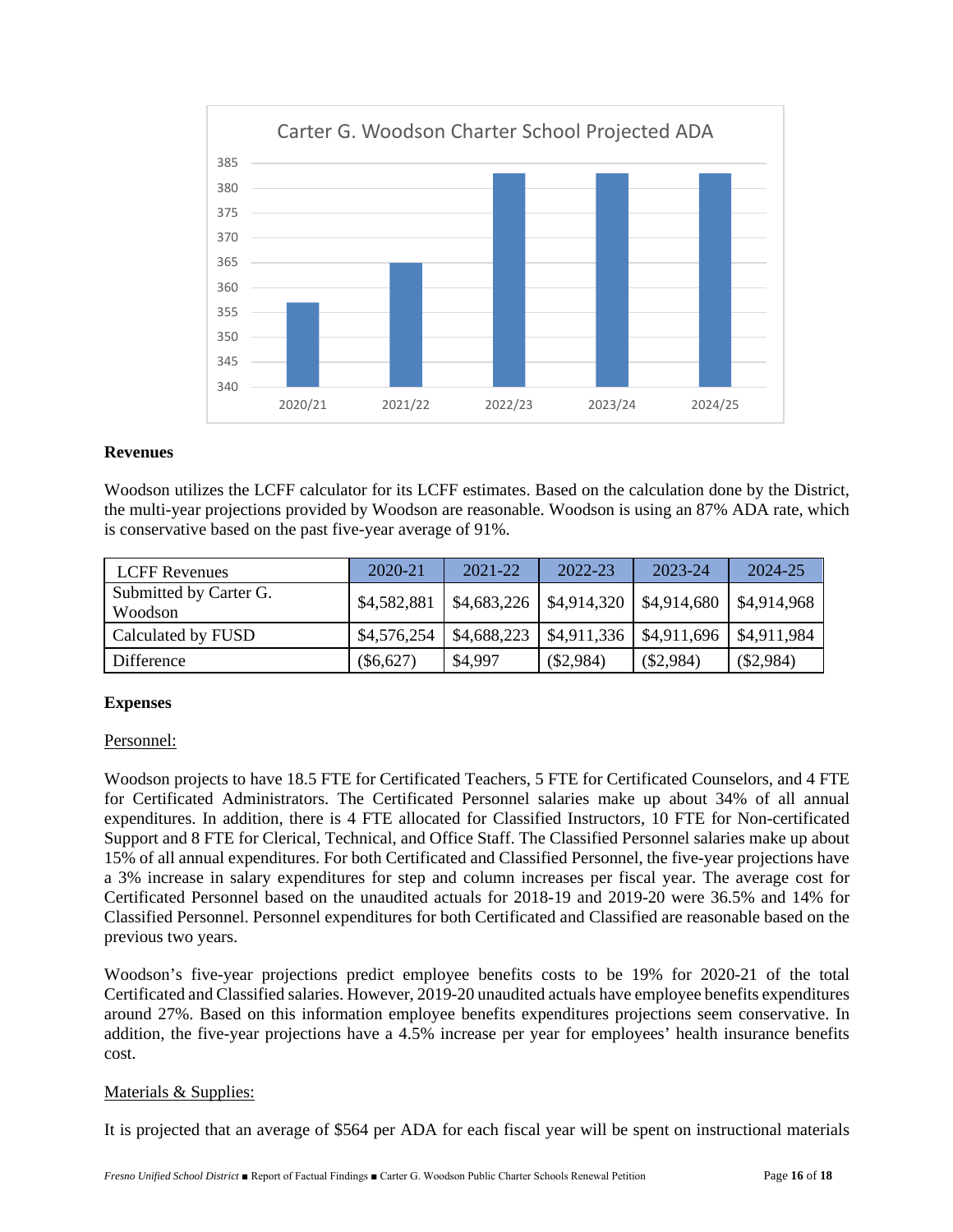Carter G. Woodson Charter School Projected ADA

| Year | Projected ADA |
|---|---|
| 2020/21 | ~357 |
| 2021/22 | ~365 |
| 2022/23 | ~383 |
| 2023/24 | ~383 |
| 2024/25 | ~383 |

**Revenues**

Woodson utilizes the LCFF calculator for its LCFF estimates. Based on the calculation done by the District, the multi-year projections provided by Woodson are reasonable. Woodson is using an 87% ADA rate, which is conservative based on the past five-year average of 91%.

| LCFF Revenues | 2020-21 | 2021-22 | 2022-23 | 2023-24 | 2024-25 |
|---|---|---|---|---|---|
| Submitted by Carter G. Woodson | $4,582,881 | $4,683,226 | $4,914,320 | $4,914,680 | $4,914,968 |
| Calculated by FUSD | $4,576,254 | $4,688,223 | $4,911,336 | $4,911,696 | $4,911,984 |
| Difference | ($6,627) | $4,997 | ($2,984) | ($2,984) | ($2,984) |

**Expenses**

Personnel:

Woodson projects to have 18.5 FTE for Certificated Teachers, 5 FTE for Certificated Counselors, and 4 FTE for Certificated Administrators. The Certificated Personnel salaries make up about 34% of all annual expenditures. In addition, there is 4 FTE allocated for Classified Instructors, 10 FTE for Non-certificated Support and 8 FTE for Clerical, Technical, and Office Staff. The Classified Personnel salaries make up about 15% of all annual expenditures. For both Certificated and Classified Personnel, the five-year projections have a 3% increase in salary expenditures for step and column increases per fiscal year. The average cost for Certificated Personnel based on the unaudited actuals for 2018-19 and 2019-20 were 36.5% and 14% for Classified Personnel. Personnel expenditures for both Certificated and Classified are reasonable based on the previous two years.

Woodson's five-year projections predict employee benefits costs to be 19% for 2020-21 of the total Certificated and Classified salaries. However, 2019-20 unaudited actuals have employee benefits expenditures around 27%. Based on this information employee benefits expenditures projections seem conservative. In addition, the five-year projections have a 4.5% increase per year for employees' health insurance benefits cost.

Materials & Supplies:

It is projected that an average of $564 per ADA for each fiscal year will be spent on instructional materials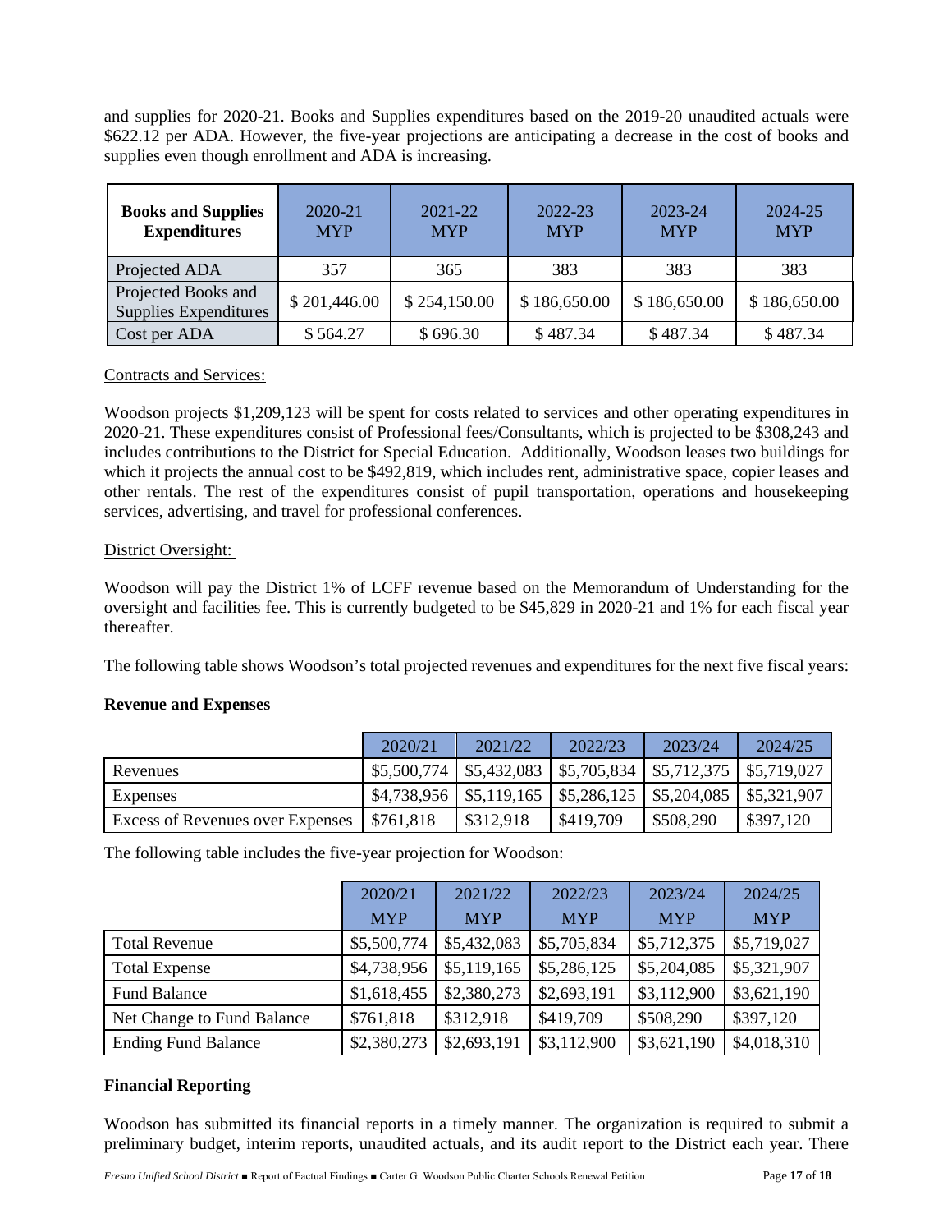and supplies for 2020-21. Books and Supplies expenditures based on the 2019-20 unaudited actuals were $622.12 per ADA. However, the five-year projections are anticipating a decrease in the cost of books and supplies even though enrollment and ADA is increasing.

| **Books and Supplies Expenditures** | 2020-21 MYP | 2021-22 MYP | 2022-23 MYP | 2023-24 MYP | 2024-25 MYP |
|---|---|---|---|---|---|
| Projected ADA | 357 | 365 | 383 | 383 | 383 |
| Projected Books and Supplies Expenditures | $ 201,446.00 | $ 254,150.00 | $ 186,650.00 | $ 186,650.00 | $ 186,650.00 |
| Cost per ADA | $ 564.27 | $ 696.30 | $ 487.34 | $ 487.34 | $ 487.34 |

Contracts and Services:

Woodson projects $1,209,123 will be spent for costs related to services and other operating expenditures in 2020-21. These expenditures consist of Professional fees/Consultants, which is projected to be $308,243 and includes contributions to the District for Special Education. Additionally, Woodson leases two buildings for which it projects the annual cost to be $492,819, which includes rent, administrative space, copier leases and other rentals. The rest of the expenditures consist of pupil transportation, operations and housekeeping services, advertising, and travel for professional conferences.

District Oversight:

Woodson will pay the District 1% of LCFF revenue based on the Memorandum of Understanding for the oversight and facilities fee. This is currently budgeted to be $45,829 in 2020-21 and 1% for each fiscal year thereafter.

The following table shows Woodson's total projected revenues and expenditures for the next five fiscal years:

**Revenue and Expenses**

| | 2020/21 | 2021/22 | 2022/23 | 2023/24 | 2024/25 |
|---|---|---|---|---|---|
| Revenues | $5,500,774 | $5,432,083 | $5,705,834 | $5,712,375 | $5,719,027 |
| Expenses | $4,738,956 | $5,119,165 | $5,286,125 | $5,204,085 | $5,321,907 |
| Excess of Revenues over Expenses | $761,818 | $312,918 | $419,709 | $508,290 | $397,120 |

The following table includes the five-year projection for Woodson:

| | 2020/21 MYP | 2021/22 MYP | 2022/23 MYP | 2023/24 MYP | 2024/25 MYP |
|---|---|---|---|---|---|
| Total Revenue | $5,500,774 | $5,432,083 | $5,705,834 | $5,712,375 | $5,719,027 |
| Total Expense | $4,738,956 | $5,119,165 | $5,286,125 | $5,204,085 | $5,321,907 |
| Fund Balance | $1,618,455 | $2,380,273 | $2,693,191 | $3,112,900 | $3,621,190 |
| Net Change to Fund Balance | $761,818 | $312,918 | $419,709 | $508,290 | $397,120 |
| Ending Fund Balance | $2,380,273 | $2,693,191 | $3,112,900 | $3,621,190 | $4,018,310 |

**Financial Reporting**

Woodson has submitted its financial reports in a timely manner. The organization is required to submit a preliminary budget, interim reports, unaudited actuals, and its audit report to the District each year. There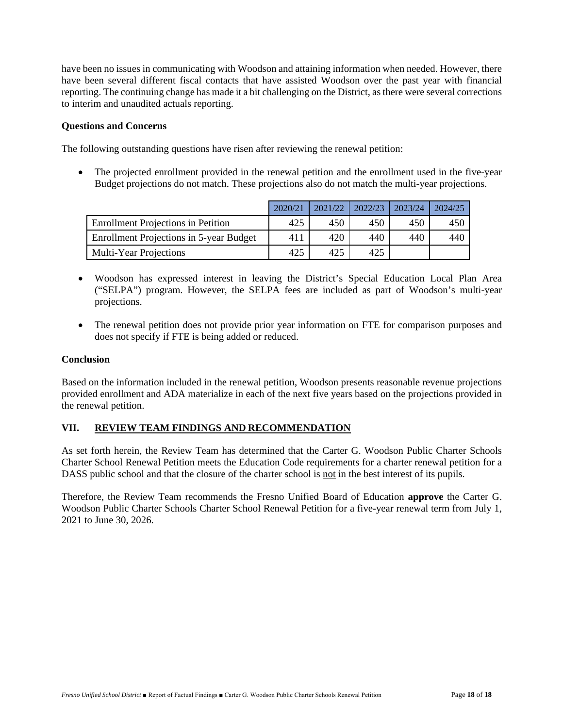have been no issues in communicating with Woodson and attaining information when needed. However, there have been several different fiscal contacts that have assisted Woodson over the past year with financial reporting. The continuing change has made it a bit challenging on the District, as there were several corrections to interim and unaudited actuals reporting.

**Questions and Concerns**

The following outstanding questions have risen after reviewing the renewal petition:

- The projected enrollment provided in the renewal petition and the enrollment used in the five-year Budget projections do not match. These projections also do not match the multi-year projections.

| | 2020/21 | 2021/22 | 2022/23 | 2023/24 | 2024/25 |
|---|---|---|---|---|---|
| Enrollment Projections in Petition | 425 | 450 | 450 | 450 | 450 |
| Enrollment Projections in 5-year Budget | 411 | 420 | 440 | 440 | 440 |
| Multi-Year Projections | 425 | 425 | 425 | | |

- Woodson has expressed interest in leaving the District's Special Education Local Plan Area ("SELPA") program. However, the SELPA fees are included as part of Woodson's multi-year projections.

- The renewal petition does not provide prior year information on FTE for comparison purposes and does not specify if FTE is being added or reduced.

**Conclusion**

Based on the information included in the renewal petition, Woodson presents reasonable revenue projections provided enrollment and ADA materialize in each of the next five years based on the projections provided in the renewal petition.

## VII. REVIEW TEAM FINDINGS AND RECOMMENDATION

As set forth herein, the Review Team has determined that the Carter G. Woodson Public Charter Schools Charter School Renewal Petition meets the Education Code requirements for a charter renewal petition for a DASS public school and that the closure of the charter school is not in the best interest of its pupils.

Therefore, the Review Team recommends the Fresno Unified Board of Education **approve** the Carter G. Woodson Public Charter Schools Charter School Renewal Petition for a five-year renewal term from July 1, 2021 to June 30, 2026.